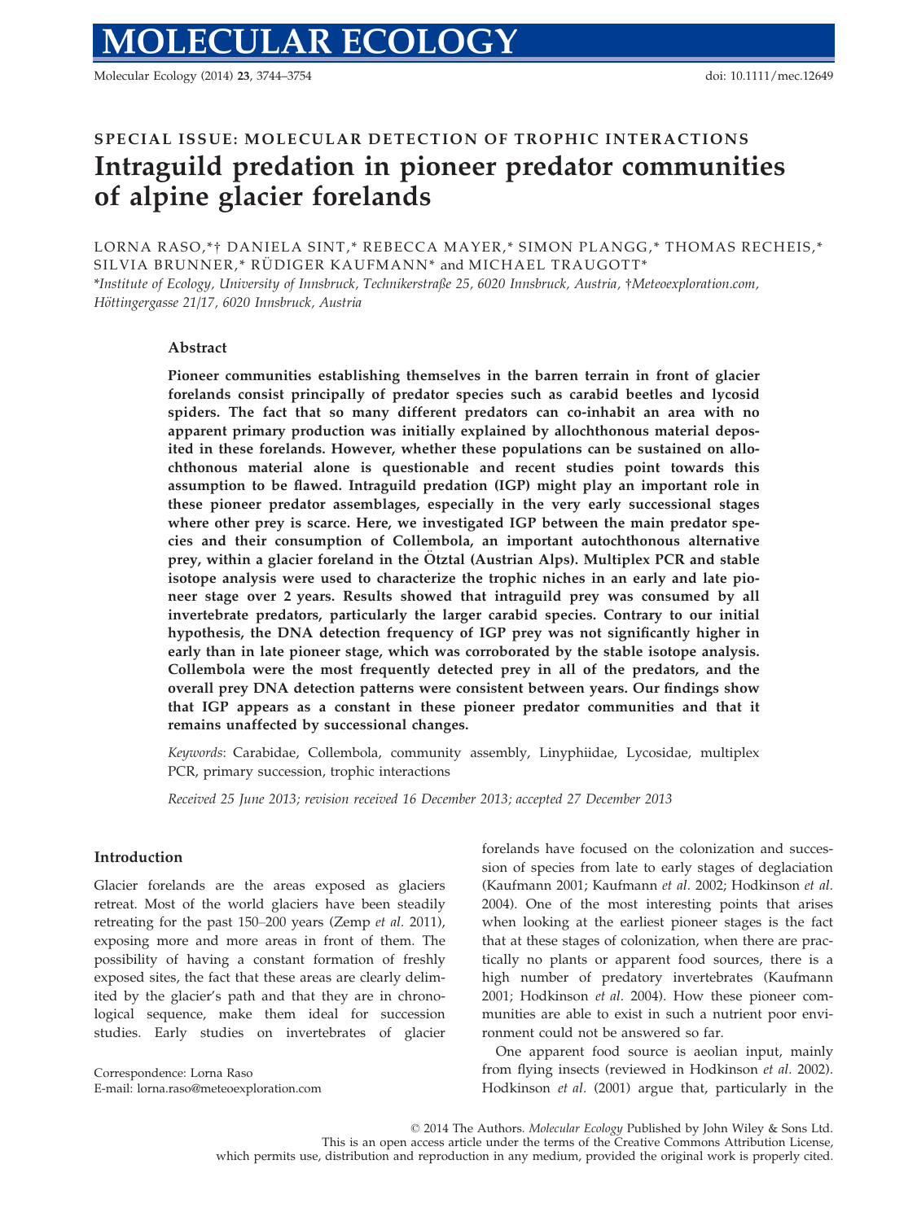SPECIAL ISSUE: MOLECULAR DETECTION OF TROPHIC INTERACTIONS

# Intraguild predation in pioneer predator communities of alpine glacier forelands

LORNA RASO,*† DANIELA SINT,* REBECCA MAYER,* SIMON PLANGG,* THOMAS RECHEIS,* SILVIA BRUNNER,* RÜDIGER KAUFMANN* and MICHAEL TRAUGOTT*

*Institute of Ecology, University of Innsbruck, Technikerstraße 25, 6020 Innsbruck, Austria, †Meteoexploration.com, Höttingergasse 21/17, 6020 Innsbruck, Austria

## Abstract

**Pioneer communities establishing themselves in the barren terrain in front of glacier forelands consist principally of predator species such as carabid beetles and lycosid spiders. The fact that so many different predators can co-inhabit an area with no apparent primary production was initially explained by allochthonous material deposited in these forelands. However, whether these populations can be sustained on allochthonous material alone is questionable and recent studies point towards this assumption to be flawed. Intraguild predation (IGP) might play an important role in these pioneer predator assemblages, especially in the very early successional stages where other prey is scarce. Here, we investigated IGP between the main predator species and their consumption of Collembola, an important autochthonous alternative prey, within a glacier foreland in the Ötztal (Austrian Alps). Multiplex PCR and stable isotope analysis were used to characterize the trophic niches in an early and late pioneer stage over 2 years. Results showed that intraguild prey was consumed by all invertebrate predators, particularly the larger carabid species. Contrary to our initial hypothesis, the DNA detection frequency of IGP prey was not significantly higher in early than in late pioneer stage, which was corroborated by the stable isotope analysis. Collembola were the most frequently detected prey in all of the predators, and the overall prey DNA detection patterns were consistent between years. Our findings show that IGP appears as a constant in these pioneer predator communities and that it remains unaffected by successional changes.**

*Keywords*: Carabidae, Collembola, community assembly, Linyphiidae, Lycosidae, multiplex PCR, primary succession, trophic interactions

*Received 25 June 2013; revision received 16 December 2013; accepted 27 December 2013*

## Introduction

Glacier forelands are the areas exposed as glaciers retreat. Most of the world glaciers have been steadily retreating for the past 150–200 years (Zemp *et al.* 2011), exposing more and more areas in front of them. The possibility of having a constant formation of freshly exposed sites, the fact that these areas are clearly delimited by the glacier's path and that they are in chronological sequence, make them ideal for succession studies. Early studies on invertebrates of glacier forelands have focused on the colonization and succession of species from late to early stages of deglaciation (Kaufmann 2001; Kaufmann *et al.* 2002; Hodkinson *et al.* 2004). One of the most interesting points that arises when looking at the earliest pioneer stages is the fact that at these stages of colonization, when there are practically no plants or apparent food sources, there is a high number of predatory invertebrates (Kaufmann 2001; Hodkinson *et al.* 2004). How these pioneer communities are able to exist in such a nutrient poor environment could not be answered so far.

One apparent food source is aeolian input, mainly from flying insects (reviewed in Hodkinson *et al.* 2002). Hodkinson *et al.* (2001) argue that, particularly in the

Correspondence: Lorna Raso
E-mail: lorna.raso@meteoexploration.com

© 2014 The Authors. *Molecular Ecology* Published by John Wiley & Sons Ltd.
This is an open access article under the terms of the Creative Commons Attribution License, which permits use, distribution and reproduction in any medium, provided the original work is properly cited.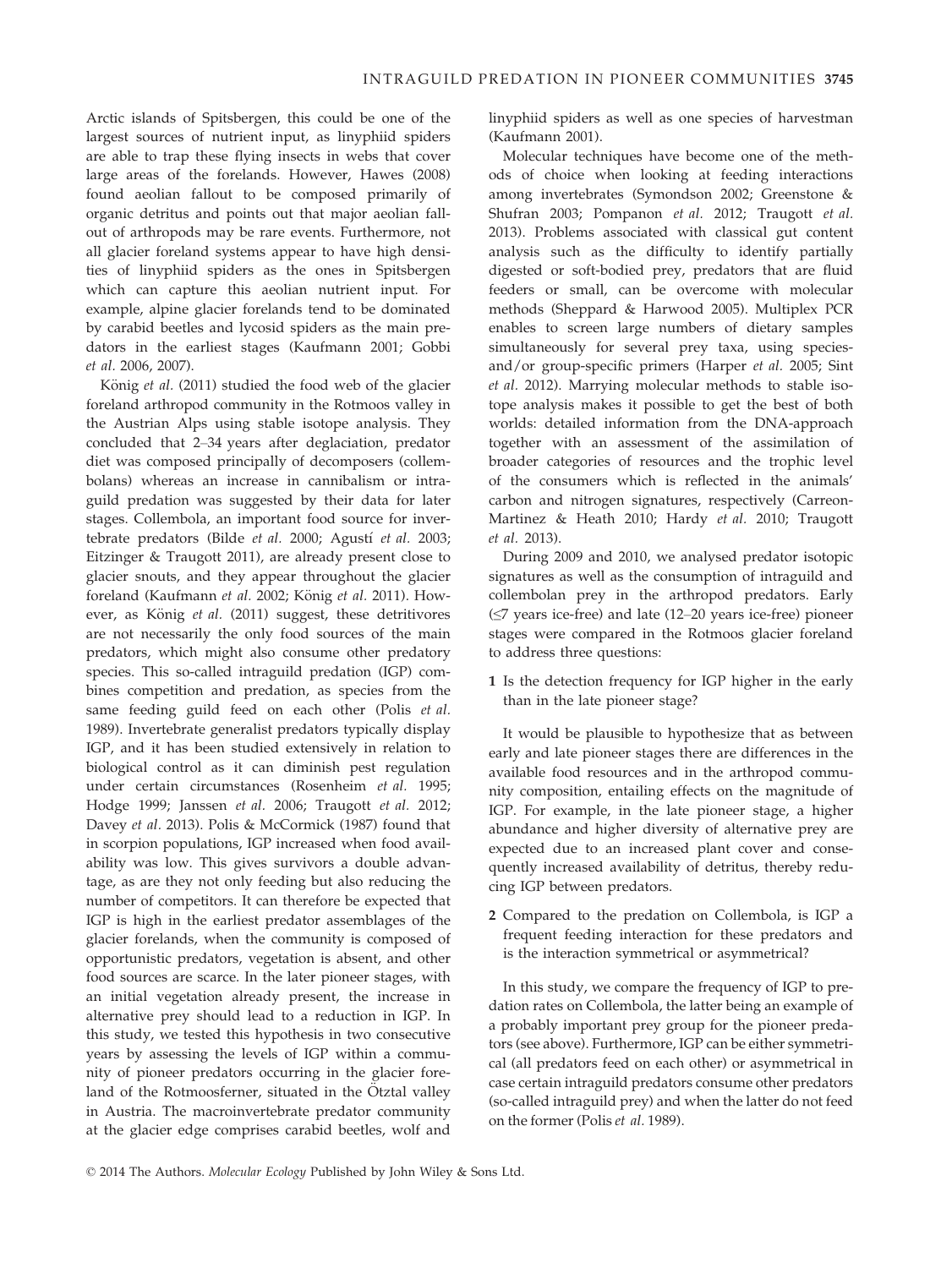Arctic islands of Spitsbergen, this could be one of the largest sources of nutrient input, as linyphiid spiders are able to trap these flying insects in webs that cover large areas of the forelands. However, Hawes (2008) found aeolian fallout to be composed primarily of organic detritus and points out that major aeolian fallout of arthropods may be rare events. Furthermore, not all glacier foreland systems appear to have high densities of linyphiid spiders as the ones in Spitsbergen which can capture this aeolian nutrient input. For example, alpine glacier forelands tend to be dominated by carabid beetles and lycosid spiders as the main predators in the earliest stages (Kaufmann 2001; Gobbi *et al.* 2006, 2007).

König *et al.* (2011) studied the food web of the glacier foreland arthropod community in the Rotmoos valley in the Austrian Alps using stable isotope analysis. They concluded that 2–34 years after deglaciation, predator diet was composed principally of decomposers (collembolans) whereas an increase in cannibalism or intraguild predation was suggested by their data for later stages. Collembola, an important food source for invertebrate predators (Bilde *et al.* 2000; Agustí *et al.* 2003; Eitzinger & Traugott 2011), are already present close to glacier snouts, and they appear throughout the glacier foreland (Kaufmann *et al.* 2002; König *et al.* 2011). However, as König *et al.* (2011) suggest, these detritivores are not necessarily the only food sources of the main predators, which might also consume other predatory species. This so-called intraguild predation (IGP) combines competition and predation, as species from the same feeding guild feed on each other (Polis *et al.* 1989). Invertebrate generalist predators typically display IGP, and it has been studied extensively in relation to biological control as it can diminish pest regulation under certain circumstances (Rosenheim *et al.* 1995; Hodge 1999; Janssen *et al.* 2006; Traugott *et al.* 2012; Davey *et al.* 2013). Polis & McCormick (1987) found that in scorpion populations, IGP increased when food availability was low. This gives survivors a double advantage, as are they not only feeding but also reducing the number of competitors. It can therefore be expected that IGP is high in the earliest predator assemblages of the glacier forelands, when the community is composed of opportunistic predators, vegetation is absent, and other food sources are scarce. In the later pioneer stages, with an initial vegetation already present, the increase in alternative prey should lead to a reduction in IGP. In this study, we tested this hypothesis in two consecutive years by assessing the levels of IGP within a community of pioneer predators occurring in the glacier foreland of the Rotmoosferner, situated in the Ötztal valley in Austria. The macroinvertebrate predator community at the glacier edge comprises carabid beetles, wolf and linyphiid spiders as well as one species of harvestman (Kaufmann 2001).

Molecular techniques have become one of the methods of choice when looking at feeding interactions among invertebrates (Symondson 2002; Greenstone & Shufran 2003; Pompanon *et al.* 2012; Traugott *et al.* 2013). Problems associated with classical gut content analysis such as the difficulty to identify partially digested or soft-bodied prey, predators that are fluid feeders or small, can be overcome with molecular methods (Sheppard & Harwood 2005). Multiplex PCR enables to screen large numbers of dietary samples simultaneously for several prey taxa, using species- and/or group-specific primers (Harper *et al.* 2005; Sint *et al.* 2012). Marrying molecular methods to stable isotope analysis makes it possible to get the best of both worlds: detailed information from the DNA-approach together with an assessment of the assimilation of broader categories of resources and the trophic level of the consumers which is reflected in the animals' carbon and nitrogen signatures, respectively (Carreon-Martinez & Heath 2010; Hardy *et al.* 2010; Traugott *et al.* 2013).

During 2009 and 2010, we analysed predator isotopic signatures as well as the consumption of intraguild and collembolan prey in the arthropod predators. Early ($\leq$7 years ice-free) and late (12–20 years ice-free) pioneer stages were compared in the Rotmoos glacier foreland to address three questions:

1. Is the detection frequency for IGP higher in the early than in the late pioneer stage?

It would be plausible to hypothesize that as between early and late pioneer stages there are differences in the available food resources and in the arthropod community composition, entailing effects on the magnitude of IGP. For example, in the late pioneer stage, a higher abundance and higher diversity of alternative prey are expected due to an increased plant cover and consequently increased availability of detritus, thereby reducing IGP between predators.

2. Compared to the predation on Collembola, is IGP a frequent feeding interaction for these predators and is the interaction symmetrical or asymmetrical?

In this study, we compare the frequency of IGP to predation rates on Collembola, the latter being an example of a probably important prey group for the pioneer predators (see above). Furthermore, IGP can be either symmetrical (all predators feed on each other) or asymmetrical in case certain intraguild predators consume other predators (so-called intraguild prey) and when the latter do not feed on the former (Polis *et al.* 1989).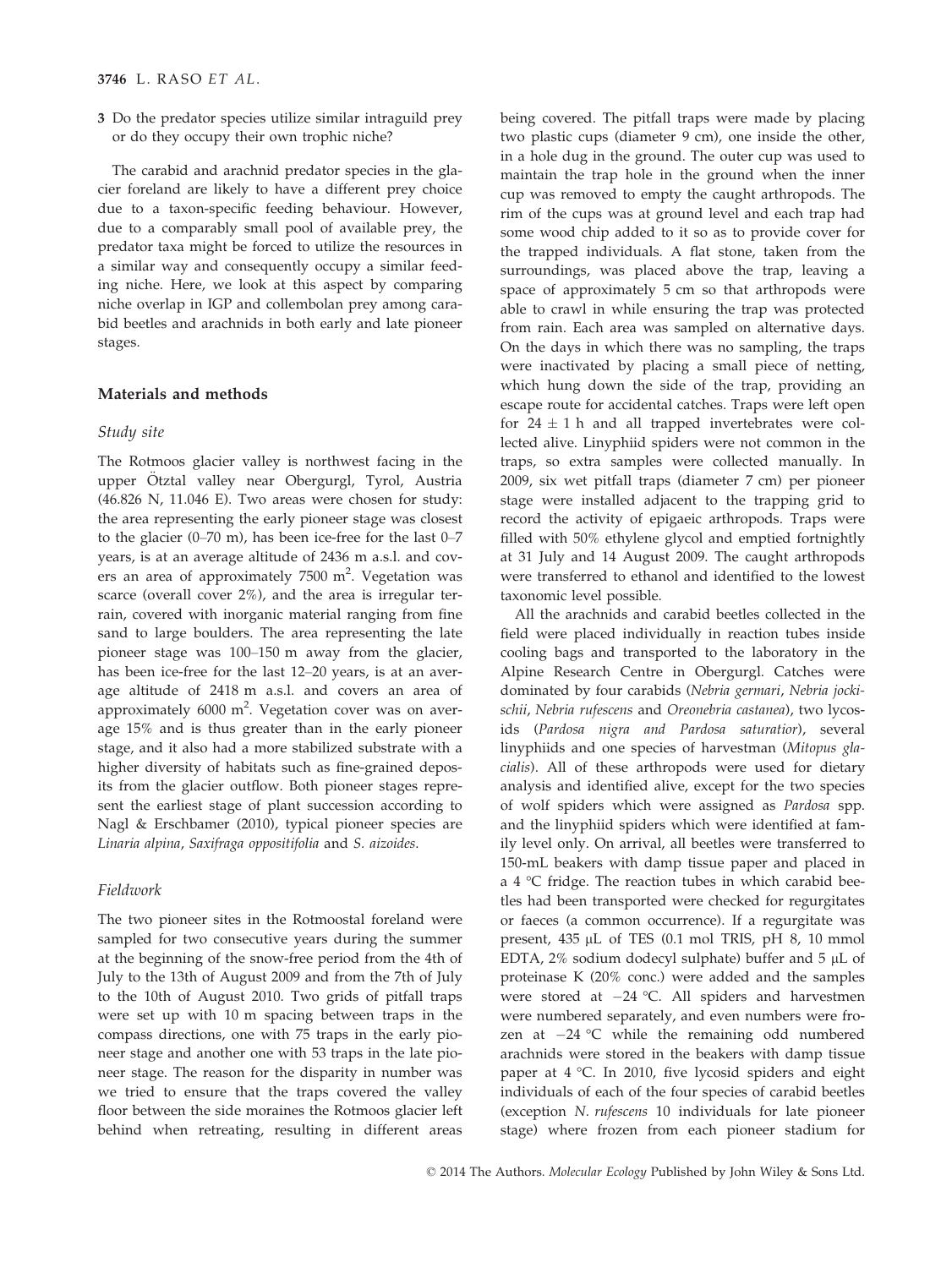3 Do the predator species utilize similar intraguild prey or do they occupy their own trophic niche?

The carabid and arachnid predator species in the glacier foreland are likely to have a different prey choice due to a taxon-specific feeding behaviour. However, due to a comparably small pool of available prey, the predator taxa might be forced to utilize the resources in a similar way and consequently occupy a similar feeding niche. Here, we look at this aspect by comparing niche overlap in IGP and collembolan prey among carabid beetles and arachnids in both early and late pioneer stages.

## Materials and methods

### Study site

The Rotmoos glacier valley is northwest facing in the upper Ötztal valley near Obergurgl, Tyrol, Austria (46.826 N, 11.046 E). Two areas were chosen for study: the area representing the early pioneer stage was closest to the glacier (0–70 m), has been ice-free for the last 0–7 years, is at an average altitude of 2436 m a.s.l. and covers an area of approximately 7500 m$^2$. Vegetation was scarce (overall cover 2%), and the area is irregular terrain, covered with inorganic material ranging from fine sand to large boulders. The area representing the late pioneer stage was 100–150 m away from the glacier, has been ice-free for the last 12–20 years, is at an average altitude of 2418 m a.s.l. and covers an area of approximately 6000 m$^2$. Vegetation cover was on average 15% and is thus greater than in the early pioneer stage, and it also had a more stabilized substrate with a higher diversity of habitats such as fine-grained deposits from the glacier outflow. Both pioneer stages represent the earliest stage of plant succession according to Nagl & Erschbamer (2010), typical pioneer species are *Linaria alpina*, *Saxifraga oppositifolia* and *S. aizoides*.

### Fieldwork

The two pioneer sites in the Rotmoostal foreland were sampled for two consecutive years during the summer at the beginning of the snow-free period from the 4th of July to the 13th of August 2009 and from the 7th of July to the 10th of August 2010. Two grids of pitfall traps were set up with 10 m spacing between traps in the compass directions, one with 75 traps in the early pioneer stage and another one with 53 traps in the late pioneer stage. The reason for the disparity in number was we tried to ensure that the traps covered the valley floor between the side moraines the Rotmoos glacier left behind when retreating, resulting in different areas being covered. The pitfall traps were made by placing two plastic cups (diameter 9 cm), one inside the other, in a hole dug in the ground. The outer cup was used to maintain the trap hole in the ground when the inner cup was removed to empty the caught arthropods. The rim of the cups was at ground level and each trap had some wood chip added to it so as to provide cover for the trapped individuals. A flat stone, taken from the surroundings, was placed above the trap, leaving a space of approximately 5 cm so that arthropods were able to crawl in while ensuring the trap was protected from rain. Each area was sampled on alternative days. On the days in which there was no sampling, the traps were inactivated by placing a small piece of netting, which hung down the side of the trap, providing an escape route for accidental catches. Traps were left open for $24 \pm 1$ h and all trapped invertebrates were collected alive. Linyphiid spiders were not common in the traps, so extra samples were collected manually. In 2009, six wet pitfall traps (diameter 7 cm) per pioneer stage were installed adjacent to the trapping grid to record the activity of epigaeic arthropods. Traps were filled with 50% ethylene glycol and emptied fortnightly at 31 July and 14 August 2009. The caught arthropods were transferred to ethanol and identified to the lowest taxonomic level possible.

All the arachnids and carabid beetles collected in the field were placed individually in reaction tubes inside cooling bags and transported to the laboratory in the Alpine Research Centre in Obergurgl. Catches were dominated by four carabids (*Nebria germari*, *Nebria jockischii*, *Nebria rufescens* and *Oreonebria castanea*), two lycosids (*Pardosa nigra and Pardosa saturatior*), several linyphiids and one species of harvestman (*Mitopus glacialis*). All of these arthropods were used for dietary analysis and identified alive, except for the two species of wolf spiders which were assigned as *Pardosa* spp. and the linyphiid spiders which were identified at family level only. On arrival, all beetles were transferred to 150-mL beakers with damp tissue paper and placed in a 4 °C fridge. The reaction tubes in which carabid beetles had been transported were checked for regurgitates or faeces (a common occurrence). If a regurgitate was present, 435 μL of TES (0.1 mol TRIS, pH 8, 10 mmol EDTA, 2% sodium dodecyl sulphate) buffer and 5 μL of proteinase K (20% conc.) were added and the samples were stored at −24 °C. All spiders and harvestmen were numbered separately, and even numbers were frozen at −24 °C while the remaining odd numbered arachnids were stored in the beakers with damp tissue paper at 4 °C. In 2010, five lycosid spiders and eight individuals of each of the four species of carabid beetles (exception *N. rufescens* 10 individuals for late pioneer stage) where frozen from each pioneer stadium for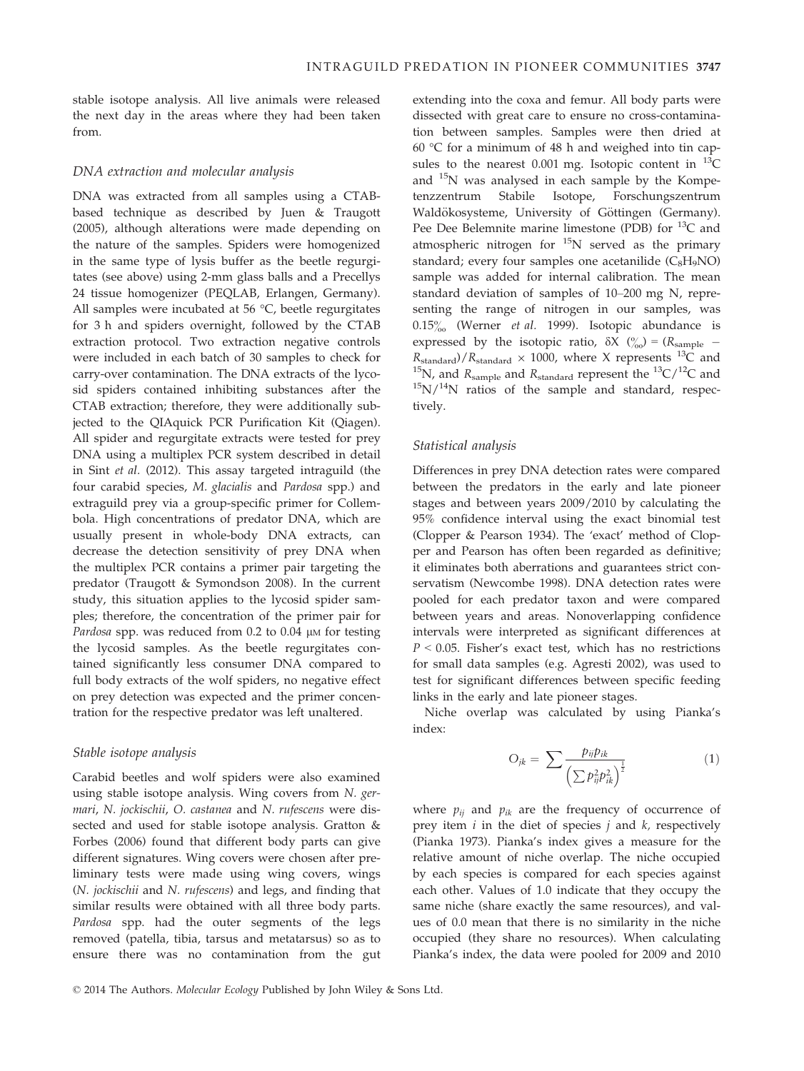stable isotope analysis. All live animals were released the next day in the areas where they had been taken from.

### DNA extraction and molecular analysis

DNA was extracted from all samples using a CTAB-based technique as described by Juen & Traugott (2005), although alterations were made depending on the nature of the samples. Spiders were homogenized in the same type of lysis buffer as the beetle regurgitates (see above) using 2-mm glass balls and a Precellys 24 tissue homogenizer (PEQLAB, Erlangen, Germany). All samples were incubated at 56 °C, beetle regurgitates for 3 h and spiders overnight, followed by the CTAB extraction protocol. Two extraction negative controls were included in each batch of 30 samples to check for carry-over contamination. The DNA extracts of the lycosid spiders contained inhibiting substances after the CTAB extraction; therefore, they were additionally subjected to the QIAquick PCR Purification Kit (Qiagen). All spider and regurgitate extracts were tested for prey DNA using a multiplex PCR system described in detail in Sint *et al.* (2012). This assay targeted intraguild (the four carabid species, *M. glacialis* and *Pardosa* spp.) and extraguild prey via a group-specific primer for Collembola. High concentrations of predator DNA, which are usually present in whole-body DNA extracts, can decrease the detection sensitivity of prey DNA when the multiplex PCR contains a primer pair targeting the predator (Traugott & Symondson 2008). In the current study, this situation applies to the lycosid spider samples; therefore, the concentration of the primer pair for *Pardosa* spp. was reduced from 0.2 to 0.04 μM for testing the lycosid samples. As the beetle regurgitates contained significantly less consumer DNA compared to full body extracts of the wolf spiders, no negative effect on prey detection was expected and the primer concentration for the respective predator was left unaltered.

### Stable isotope analysis

Carabid beetles and wolf spiders were also examined using stable isotope analysis. Wing covers from *N. germari*, *N. jockischii*, *O. castanea* and *N. rufescens* were dissected and used for stable isotope analysis. Gratton & Forbes (2006) found that different body parts can give different signatures. Wing covers were chosen after preliminary tests were made using wing covers, wings (*N. jockischii* and *N. rufescens*) and legs, and finding that similar results were obtained with all three body parts. *Pardosa* spp. had the outer segments of the legs removed (patella, tibia, tarsus and metatarsus) so as to ensure there was no contamination from the gut extending into the coxa and femur. All body parts were dissected with great care to ensure no cross-contamination between samples. Samples were then dried at 60 °C for a minimum of 48 h and weighed into tin capsules to the nearest 0.001 mg. Isotopic content in $^{13}C$ and $^{15}N$ was analysed in each sample by the Kompetenzzentrum Stabile Isotope, Forschungszentrum Waldökosysteme, University of Göttingen (Germany). Pee Dee Belemnite marine limestone (PDB) for $^{13}C$ and atmospheric nitrogen for $^{15}N$ served as the primary standard; every four samples one acetanilide ($C_8H_9NO$) sample was added for internal calibration. The mean standard deviation of samples of 10–200 mg N, representing the range of nitrogen in our samples, was 0.15‰ (Werner *et al.* 1999). Isotopic abundance is expressed by the isotopic ratio, $\delta X$ (‰) = $(R_{\text{sample}} - R_{\text{standard}})/R_{\text{standard}} \times 1000$, where X represents $^{13}C$ and $^{15}N$, and $R_{\text{sample}}$ and $R_{\text{standard}}$ represent the $^{13}C/^{12}C$ and $^{15}N/^{14}N$ ratios of the sample and standard, respectively.

### Statistical analysis

Differences in prey DNA detection rates were compared between the predators in the early and late pioneer stages and between years 2009/2010 by calculating the 95% confidence interval using the exact binomial test (Clopper & Pearson 1934). The 'exact' method of Clopper and Pearson has often been regarded as definitive; it eliminates both aberrations and guarantees strict conservatism (Newcombe 1998). DNA detection rates were pooled for each predator taxon and were compared between years and areas. Nonoverlapping confidence intervals were interpreted as significant differences at $P < 0.05$. Fisher's exact test, which has no restrictions for small data samples (e.g. Agresti 2002), was used to test for significant differences between specific feeding links in the early and late pioneer stages.

Niche overlap was calculated by using Pianka's index:

$$O_{jk} = \sum \frac{p_{ij}p_{ik}}{\left(\sum p_{ij}^2 p_{ik}^2\right)^{\frac{1}{2}}} \tag{1}$$

where $p_{ij}$ and $p_{ik}$ are the frequency of occurrence of prey item $i$ in the diet of species $j$ and $k$, respectively (Pianka 1973). Pianka's index gives a measure for the relative amount of niche overlap. The niche occupied by each species is compared for each species against each other. Values of 1.0 indicate that they occupy the same niche (share exactly the same resources), and values of 0.0 mean that there is no similarity in the niche occupied (they share no resources). When calculating Pianka's index, the data were pooled for 2009 and 2010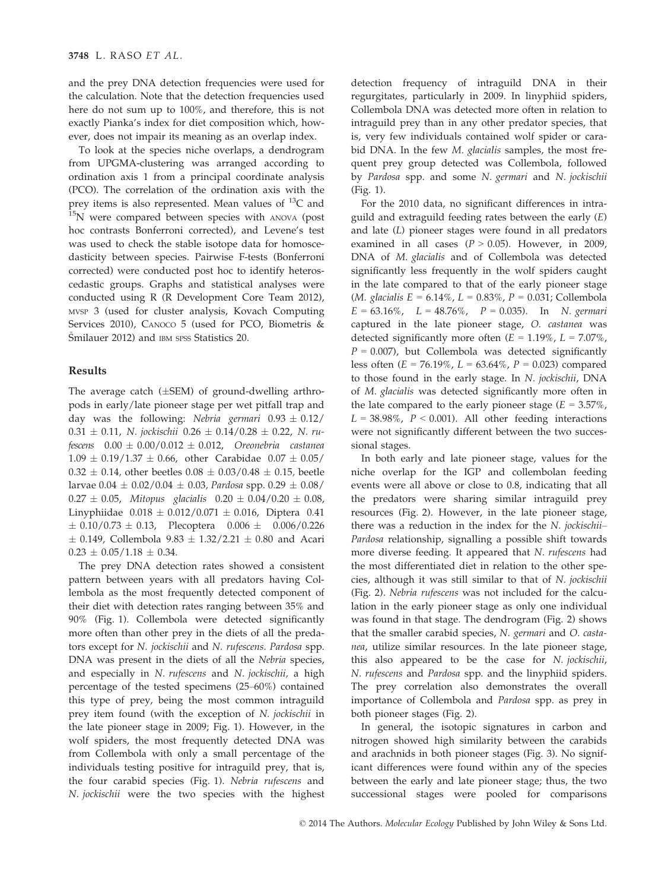and the prey DNA detection frequencies were used for the calculation. Note that the detection frequencies used here do not sum up to 100%, and therefore, this is not exactly Pianka's index for diet composition which, however, does not impair its meaning as an overlap index.

To look at the species niche overlaps, a dendrogram from UPGMA-clustering was arranged according to ordination axis 1 from a principal coordinate analysis (PCO). The correlation of the ordination axis with the prey items is also represented. Mean values of $^{13}$C and $^{15}$N were compared between species with ANOVA (post hoc contrasts Bonferroni corrected), and Levene's test was used to check the stable isotope data for homoscedasticity between species. Pairwise F-tests (Bonferroni corrected) were conducted post hoc to identify heteroscedastic groups. Graphs and statistical analyses were conducted using R (R Development Core Team 2012), MVSP 3 (used for cluster analysis, Kovach Computing Services 2010), CANOCO 5 (used for PCO, Biometris & Šmilauer 2012) and IBM SPSS Statistics 20.

## Results

The average catch (±SEM) of ground-dwelling arthropods in early/late pioneer stage per wet pitfall trap and day was the following: *Nebria germari* $0.93 \pm 0.12/0.31 \pm 0.11$, *N. jockischii* $0.26 \pm 0.14/0.28 \pm 0.22$, *N. rufescens* $0.00 \pm 0.00/0.012 \pm 0.012$, *Oreonebria castanea* $1.09 \pm 0.19/1.37 \pm 0.66$, other Carabidae $0.07 \pm 0.05/0.32 \pm 0.14$, other beetles $0.08 \pm 0.03/0.48 \pm 0.15$, beetle larvae $0.04 \pm 0.02/0.04 \pm 0.03$, *Pardosa* spp. $0.29 \pm 0.08/0.27 \pm 0.05$, *Mitopus glacialis* $0.20 \pm 0.04/0.20 \pm 0.08$, Linyphiidae $0.018 \pm 0.012/0.071 \pm 0.016$, Diptera $0.41 \pm 0.10/0.73 \pm 0.13$, Plecoptera $0.006 \pm 0.006/0.226 \pm 0.149$, Collembola $9.83 \pm 1.32/2.21 \pm 0.80$ and Acari $0.23 \pm 0.05/1.18 \pm 0.34$.

The prey DNA detection rates showed a consistent pattern between years with all predators having Collembola as the most frequently detected component of their diet with detection rates ranging between 35% and 90% (Fig. 1). Collembola were detected significantly more often than other prey in the diets of all the predators except for *N. jockischii* and *N. rufescens*. *Pardosa* spp. DNA was present in the diets of all the *Nebria* species, and especially in *N. rufescens* and *N. jockischii*, a high percentage of the tested specimens (25–60%) contained this type of prey, being the most common intraguild prey item found (with the exception of *N. jockischii* in the late pioneer stage in 2009; Fig. 1). However, in the wolf spiders, the most frequently detected DNA was from Collembola with only a small percentage of the individuals testing positive for intraguild prey, that is, the four carabid species (Fig. 1). *Nebria rufescens* and *N. jockischii* were the two species with the highest detection frequency of intraguild DNA in their regurgitates, particularly in 2009. In linyphiid spiders, Collembola DNA was detected more often in relation to intraguild prey than in any other predator species, that is, very few individuals contained wolf spider or carabid DNA. In the few *M. glacialis* samples, the most frequent prey group detected was Collembola, followed by *Pardosa* spp. and some *N. germari* and *N. jockischii* (Fig. 1).

For the 2010 data, no significant differences in intraguild and extraguild feeding rates between the early ($E$) and late ($L$) pioneer stages were found in all predators examined in all cases ($P > 0.05$). However, in 2009, DNA of *M. glacialis* and of Collembola was detected significantly less frequently in the wolf spiders caught in the late compared to that of the early pioneer stage (*M. glacialis* $E = 6.14\%$, $L = 0.83\%$, $P = 0.031$; Collembola $E = 63.16\%$, $L = 48.76\%$, $P = 0.035$). In *N. germari* captured in the late pioneer stage, *O. castanea* was detected significantly more often ($E = 1.19\%$, $L = 7.07\%$, $P = 0.007$), but Collembola was detected significantly less often ($E = 76.19\%$, $L = 63.64\%$, $P = 0.023$) compared to those found in the early stage. In *N. jockischii*, DNA of *M. glacialis* was detected significantly more often in the late compared to the early pioneer stage ($E = 3.57\%$, $L = 38.98\%$, $P < 0.001$). All other feeding interactions were not significantly different between the two successional stages.

In both early and late pioneer stage, values for the niche overlap for the IGP and collembolan feeding events were all above or close to 0.8, indicating that all the predators were sharing similar intraguild prey resources (Fig. 2). However, in the late pioneer stage, there was a reduction in the index for the *N. jockischii*–*Pardosa* relationship, signalling a possible shift towards more diverse feeding. It appeared that *N. rufescens* had the most differentiated diet in relation to the other species, although it was still similar to that of *N. jockischii* (Fig. 2). *Nebria rufescens* was not included for the calculation in the early pioneer stage as only one individual was found in that stage. The dendrogram (Fig. 2) shows that the smaller carabid species, *N. germari* and *O. castanea*, utilize similar resources. In the late pioneer stage, this also appeared to be the case for *N. jockischii*, *N. rufescens* and *Pardosa* spp. and the linyphiid spiders. The prey correlation also demonstrates the overall importance of Collembola and *Pardosa* spp. as prey in both pioneer stages (Fig. 2).

In general, the isotopic signatures in carbon and nitrogen showed high similarity between the carabids and arachnids in both pioneer stages (Fig. 3). No significant differences were found within any of the species between the early and late pioneer stage; thus, the two successional stages were pooled for comparisons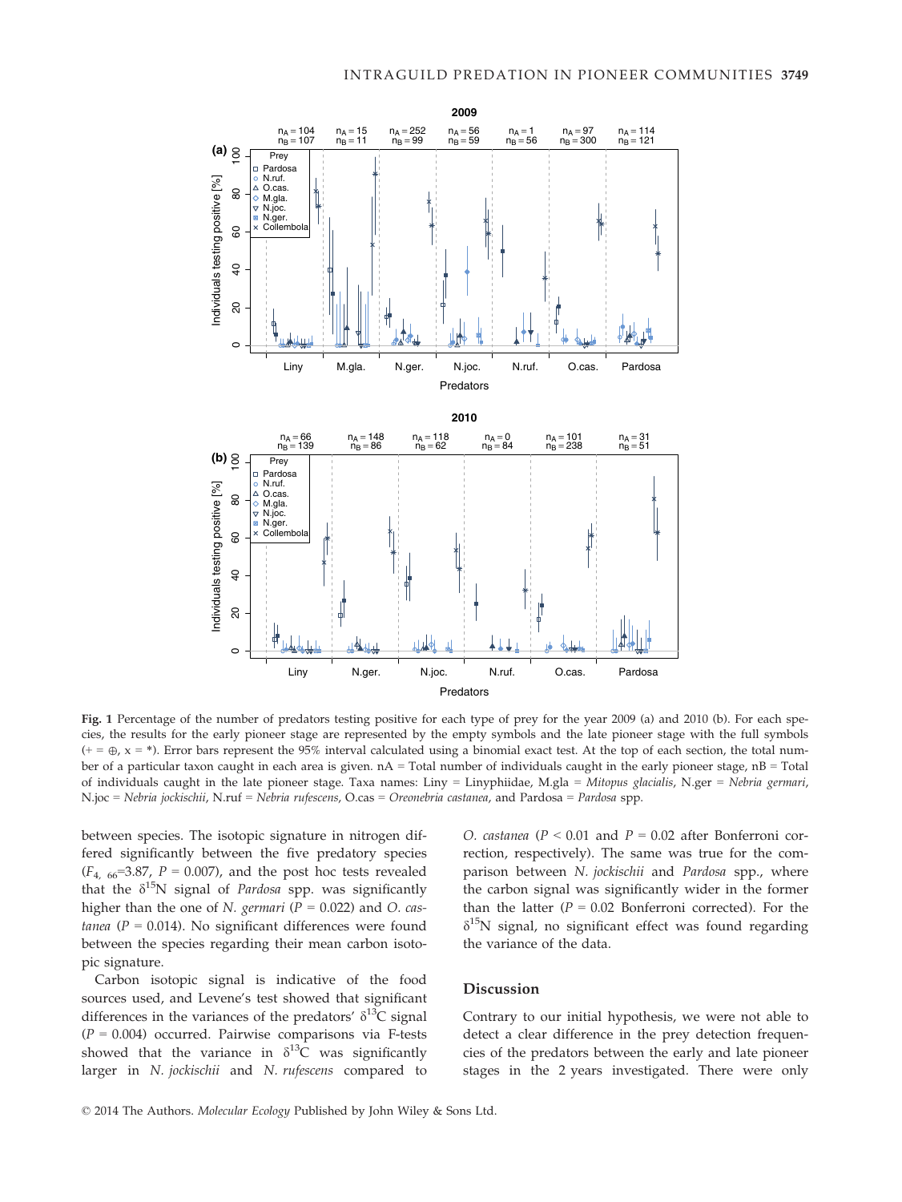Fig. 1 Percentage of the number of predators testing positive for each type of prey for the year 2009 (a) and 2010 (b). For each species, the results for the early pioneer stage are represented by the empty symbols and the late pioneer stage with the full symbols (+ = ⊕, x = *). Error bars represent the 95% interval calculated using a binomial exact test. At the top of each section, the total number of a particular taxon caught in each area is given. nA = Total number of individuals caught in the early pioneer stage, nB = Total of individuals caught in the late pioneer stage. Taxa names: Liny = Linyphiidae, M.gla = *Mitopus glacialis*, N.ger = *Nebria germari*, N.joc = *Nebria jockischii*, N.ruf = *Nebria rufescens*, O.cas = *Oreonebria castanea*, and Pardosa = *Pardosa* spp.

between species. The isotopic signature in nitrogen differed significantly between the five predatory species ($F_{4,\ 66}$=3.87, $P$ = 0.007), and the post hoc tests revealed that the $\delta^{15}$N signal of *Pardosa* spp. was significantly higher than the one of *N. germari* ($P$ = 0.022) and *O. castanea* ($P$ = 0.014). No significant differences were found between the species regarding their mean carbon isotopic signature.

Carbon isotopic signal is indicative of the food sources used, and Levene's test showed that significant differences in the variances of the predators' $\delta^{13}$C signal ($P$ = 0.004) occurred. Pairwise comparisons via F-tests showed that the variance in $\delta^{13}$C was significantly larger in *N. jockischii* and *N. rufescens* compared to *O. castanea* ($P$ < 0.01 and $P$ = 0.02 after Bonferroni correction, respectively). The same was true for the comparison between *N. jockischii* and *Pardosa* spp., where the carbon signal was significantly wider in the former than the latter ($P$ = 0.02 Bonferroni corrected). For the $\delta^{15}$N signal, no significant effect was found regarding the variance of the data.

## Discussion

Contrary to our initial hypothesis, we were not able to detect a clear difference in the prey detection frequencies of the predators between the early and late pioneer stages in the 2 years investigated. There were only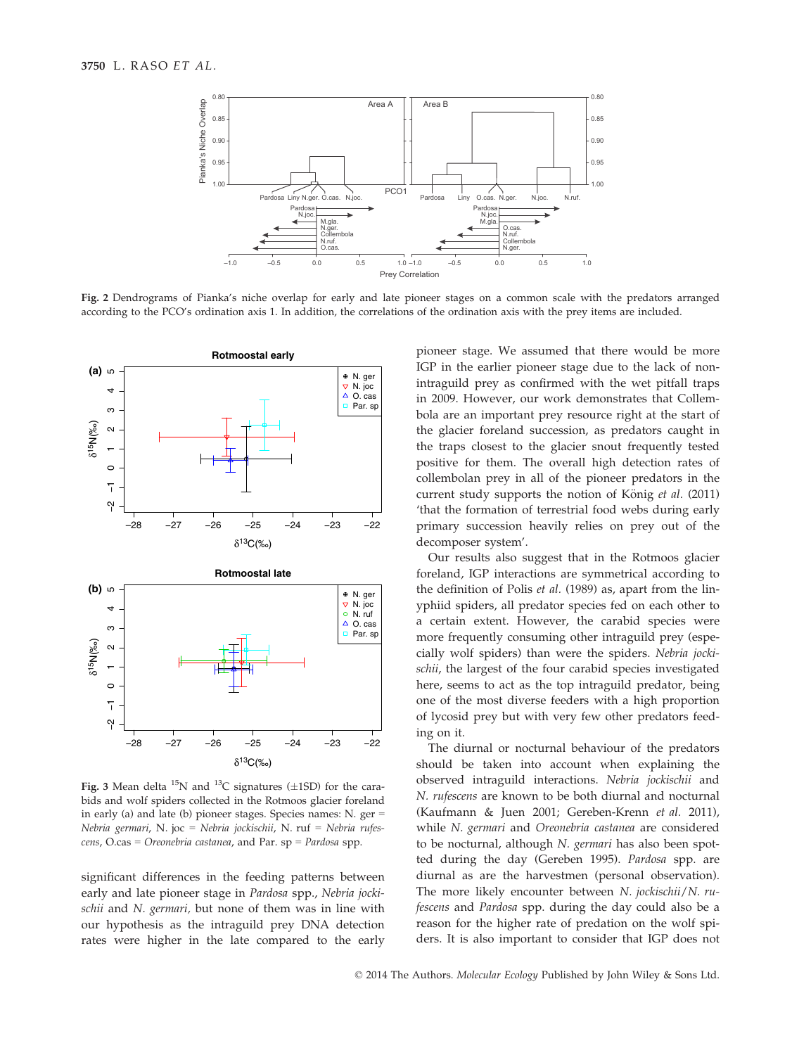Fig. 2 Dendrograms of Pianka's niche overlap for early and late pioneer stages on a common scale with the predators arranged according to the PCO's ordination axis 1. In addition, the correlations of the ordination axis with the prey items are included.

Fig. 3 Mean delta $^{15}$N and $^{13}$C signatures (±1SD) for the carabids and wolf spiders collected in the Rotmoos glacier foreland in early (a) and late (b) pioneer stages. Species names: N. ger = *Nebria germari*, N. joc = *Nebria jockischii*, N. ruf = *Nebria rufescens*, O.cas = *Oreonebria castanea*, and Par. sp = *Pardosa* spp.

significant differences in the feeding patterns between early and late pioneer stage in *Pardosa* spp., *Nebria jockischii* and *N. germari*, but none of them was in line with our hypothesis as the intraguild prey DNA detection rates were higher in the late compared to the early pioneer stage. We assumed that there would be more IGP in the earlier pioneer stage due to the lack of non-intraguild prey as confirmed with the wet pitfall traps in 2009. However, our work demonstrates that Collembola are an important prey resource right at the start of the glacier foreland succession, as predators caught in the traps closest to the glacier snout frequently tested positive for them. The overall high detection rates of collembolan prey in all of the pioneer predators in the current study supports the notion of König *et al.* (2011) 'that the formation of terrestrial food webs during early primary succession heavily relies on prey out of the decomposer system'.

Our results also suggest that in the Rotmoos glacier foreland, IGP interactions are symmetrical according to the definition of Polis *et al.* (1989) as, apart from the linyphiid spiders, all predator species fed on each other to a certain extent. However, the carabid species were more frequently consuming other intraguild prey (especially wolf spiders) than were the spiders. *Nebria jockischii*, the largest of the four carabid species investigated here, seems to act as the top intraguild predator, being one of the most diverse feeders with a high proportion of lycosid prey but with very few other predators feeding on it.

The diurnal or nocturnal behaviour of the predators should be taken into account when explaining the observed intraguild interactions. *Nebria jockischii* and *N. rufescens* are known to be both diurnal and nocturnal (Kaufmann & Juen 2001; Gereben-Krenn *et al.* 2011), while *N. germari* and *Oreonebria castanea* are considered to be nocturnal, although *N. germari* has also been spotted during the day (Gereben 1995). *Pardosa* spp. are diurnal as are the harvestmen (personal observation). The more likely encounter between *N. jockischii*/*N. rufescens* and *Pardosa* spp. during the day could also be a reason for the higher rate of predation on the wolf spiders. It is also important to consider that IGP does not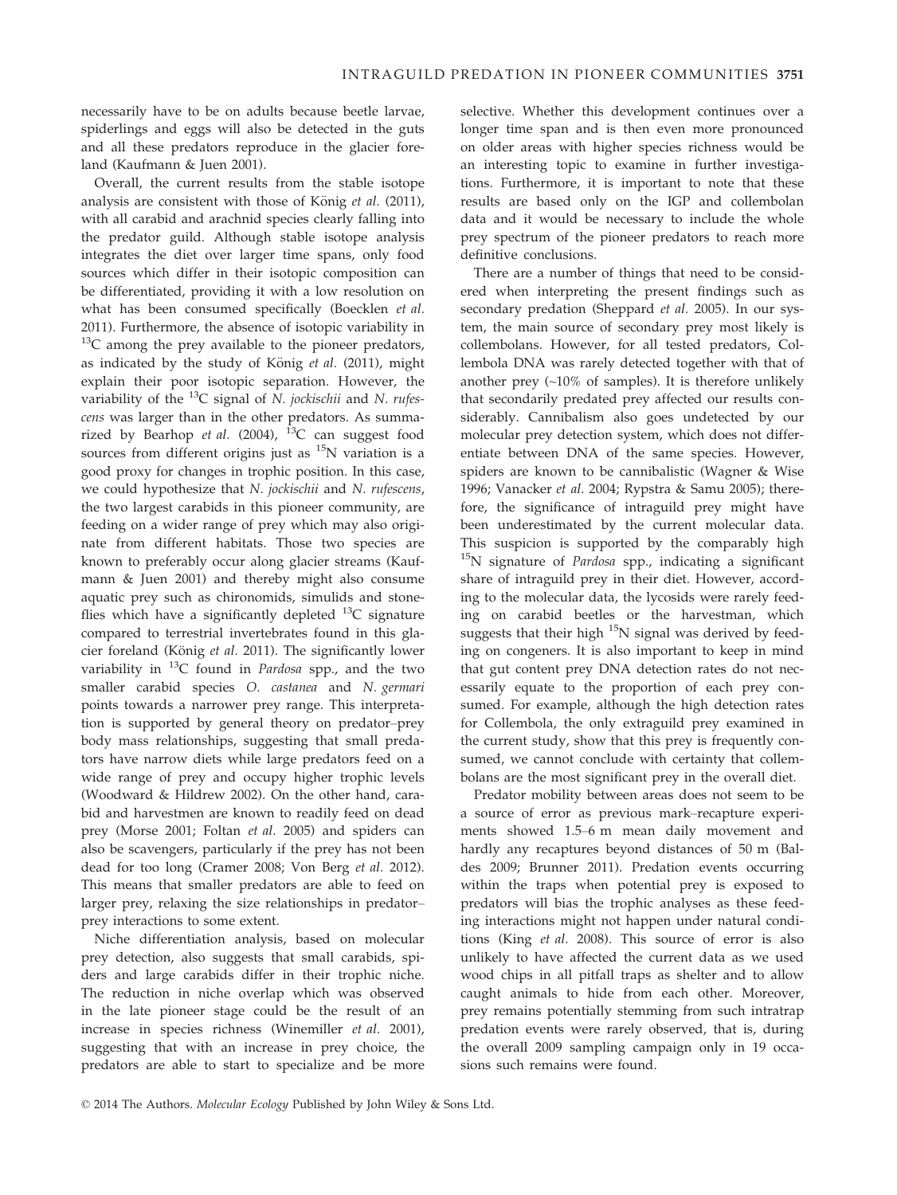necessarily have to be on adults because beetle larvae, spiderlings and eggs will also be detected in the guts and all these predators reproduce in the glacier foreland (Kaufmann & Juen 2001).

Overall, the current results from the stable isotope analysis are consistent with those of König *et al.* (2011), with all carabid and arachnid species clearly falling into the predator guild. Although stable isotope analysis integrates the diet over larger time spans, only food sources which differ in their isotopic composition can be differentiated, providing it with a low resolution on what has been consumed specifically (Boecklen *et al.* 2011). Furthermore, the absence of isotopic variability in $^{13}C$ among the prey available to the pioneer predators, as indicated by the study of König *et al.* (2011), might explain their poor isotopic separation. However, the variability of the $^{13}C$ signal of *N. jockischii* and *N. rufescens* was larger than in the other predators. As summarized by Bearhop *et al.* (2004), $^{13}C$ can suggest food sources from different origins just as $^{15}N$ variation is a good proxy for changes in trophic position. In this case, we could hypothesize that *N. jockischii* and *N. rufescens*, the two largest carabids in this pioneer community, are feeding on a wider range of prey which may also originate from different habitats. Those two species are known to preferably occur along glacier streams (Kaufmann & Juen 2001) and thereby might also consume aquatic prey such as chironomids, simulids and stoneflies which have a significantly depleted $^{13}C$ signature compared to terrestrial invertebrates found in this glacier foreland (König *et al.* 2011). The significantly lower variability in $^{13}C$ found in *Pardosa* spp., and the two smaller carabid species *O. castanea* and *N. germari* points towards a narrower prey range. This interpretation is supported by general theory on predator–prey body mass relationships, suggesting that small predators have narrow diets while large predators feed on a wide range of prey and occupy higher trophic levels (Woodward & Hildrew 2002). On the other hand, carabid and harvestmen are known to readily feed on dead prey (Morse 2001; Foltan *et al.* 2005) and spiders can also be scavengers, particularly if the prey has not been dead for too long (Cramer 2008; Von Berg *et al.* 2012). This means that smaller predators are able to feed on larger prey, relaxing the size relationships in predator–prey interactions to some extent.

Niche differentiation analysis, based on molecular prey detection, also suggests that small carabids, spiders and large carabids differ in their trophic niche. The reduction in niche overlap which was observed in the late pioneer stage could be the result of an increase in species richness (Winemiller *et al.* 2001), suggesting that with an increase in prey choice, the predators are able to start to specialize and be more selective. Whether this development continues over a longer time span and is then even more pronounced on older areas with higher species richness would be an interesting topic to examine in further investigations. Furthermore, it is important to note that these results are based only on the IGP and collembolan data and it would be necessary to include the whole prey spectrum of the pioneer predators to reach more definitive conclusions.

There are a number of things that need to be considered when interpreting the present findings such as secondary predation (Sheppard *et al.* 2005). In our system, the main source of secondary prey most likely is collembolans. However, for all tested predators, Collembola DNA was rarely detected together with that of another prey (~10% of samples). It is therefore unlikely that secondarily predated prey affected our results considerably. Cannibalism also goes undetected by our molecular prey detection system, which does not differentiate between DNA of the same species. However, spiders are known to be cannibalistic (Wagner & Wise 1996; Vanacker *et al.* 2004; Rypstra & Samu 2005); therefore, the significance of intraguild prey might have been underestimated by the current molecular data. This suspicion is supported by the comparably high $^{15}N$ signature of *Pardosa* spp., indicating a significant share of intraguild prey in their diet. However, according to the molecular data, the lycosids were rarely feeding on carabid beetles or the harvestman, which suggests that their high $^{15}N$ signal was derived by feeding on congeners. It is also important to keep in mind that gut content prey DNA detection rates do not necessarily equate to the proportion of each prey consumed. For example, although the high detection rates for Collembola, the only extraguild prey examined in the current study, show that this prey is frequently consumed, we cannot conclude with certainty that collembolans are the most significant prey in the overall diet.

Predator mobility between areas does not seem to be a source of error as previous mark–recapture experiments showed 1.5–6 m mean daily movement and hardly any recaptures beyond distances of 50 m (Baldes 2009; Brunner 2011). Predation events occurring within the traps when potential prey is exposed to predators will bias the trophic analyses as these feeding interactions might not happen under natural conditions (King *et al.* 2008). This source of error is also unlikely to have affected the current data as we used wood chips in all pitfall traps as shelter and to allow caught animals to hide from each other. Moreover, prey remains potentially stemming from such intratrap predation events were rarely observed, that is, during the overall 2009 sampling campaign only in 19 occasions such remains were found.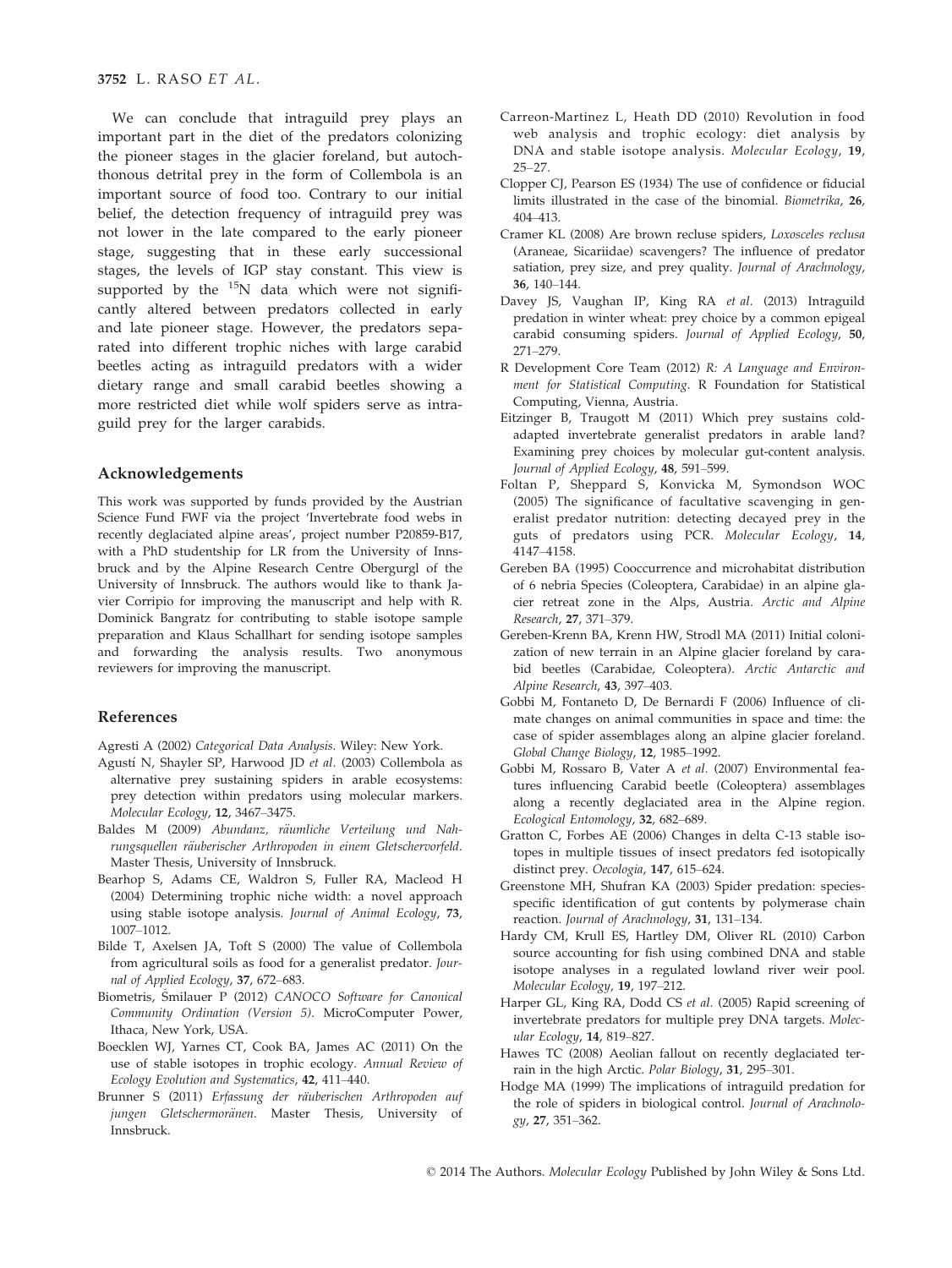We can conclude that intraguild prey plays an important part in the diet of the predators colonizing the pioneer stages in the glacier foreland, but autochthonous detrital prey in the form of Collembola is an important source of food too. Contrary to our initial belief, the detection frequency of intraguild prey was not lower in the late compared to the early pioneer stage, suggesting that in these early successional stages, the levels of IGP stay constant. This view is supported by the $^{15}N$ data which were not significantly altered between predators collected in early and late pioneer stage. However, the predators separated into different trophic niches with large carabid beetles acting as intraguild predators with a wider dietary range and small carabid beetles showing a more restricted diet while wolf spiders serve as intraguild prey for the larger carabids.

## Acknowledgements

This work was supported by funds provided by the Austrian Science Fund FWF via the project 'Invertebrate food webs in recently deglaciated alpine areas', project number P20859-B17, with a PhD studentship for LR from the University of Innsbruck and by the Alpine Research Centre Obergurgl of the University of Innsbruck. The authors would like to thank Javier Corripio for improving the manuscript and help with R. Dominick Bangratz for contributing to stable isotope sample preparation and Klaus Schallhart for sending isotope samples and forwarding the analysis results. Two anonymous reviewers for improving the manuscript.

## References

Agresti A (2002) *Categorical Data Analysis*. Wiley: New York.

Agustí N, Shayler SP, Harwood JD *et al.* (2003) Collembola as alternative prey sustaining spiders in arable ecosystems: prey detection within predators using molecular markers. *Molecular Ecology*, **12**, 3467–3475.

Baldes M (2009) *Abundanz, räumliche Verteilung und Nahrungsquellen räuberischer Arthropoden in einem Gletschervorfeld*. Master Thesis, University of Innsbruck.

Bearhop S, Adams CE, Waldron S, Fuller RA, Macleod H (2004) Determining trophic niche width: a novel approach using stable isotope analysis. *Journal of Animal Ecology*, **73**, 1007–1012.

Bilde T, Axelsen JA, Toft S (2000) The value of Collembola from agricultural soils as food for a generalist predator. *Journal of Applied Ecology*, **37**, 672–683.

Biometris, Šmilauer P (2012) *CANOCO Software for Canonical Community Ordination (Version 5)*. MicroComputer Power, Ithaca, New York, USA.

Boecklen WJ, Yarnes CT, Cook BA, James AC (2011) On the use of stable isotopes in trophic ecology. *Annual Review of Ecology Evolution and Systematics*, **42**, 411–440.

Brunner S (2011) *Erfassung der räuberischen Arthropoden auf jungen Gletschermoränen*. Master Thesis, University of Innsbruck.

Carreon-Martinez L, Heath DD (2010) Revolution in food web analysis and trophic ecology: diet analysis by DNA and stable isotope analysis. *Molecular Ecology*, **19**, 25–27.

Clopper CJ, Pearson ES (1934) The use of confidence or fiducial limits illustrated in the case of the binomial. *Biometrika*, **26**, 404–413.

Cramer KL (2008) Are brown recluse spiders, *Loxosceles reclusa* (Araneae, Sicariidae) scavengers? The influence of predator satiation, prey size, and prey quality. *Journal of Arachnology*, **36**, 140–144.

Davey JS, Vaughan IP, King RA *et al.* (2013) Intraguild predation in winter wheat: prey choice by a common epigeal carabid consuming spiders. *Journal of Applied Ecology*, **50**, 271–279.

R Development Core Team (2012) *R: A Language and Environment for Statistical Computing*. R Foundation for Statistical Computing, Vienna, Austria.

Eitzinger B, Traugott M (2011) Which prey sustains cold-adapted invertebrate generalist predators in arable land? Examining prey choices by molecular gut-content analysis. *Journal of Applied Ecology*, **48**, 591–599.

Foltan P, Sheppard S, Konvicka M, Symondson WOC (2005) The significance of facultative scavenging in generalist predator nutrition: detecting decayed prey in the guts of predators using PCR. *Molecular Ecology*, **14**, 4147–4158.

Gereben BA (1995) Cooccurrence and microhabitat distribution of 6 nebria Species (Coleoptera, Carabidae) in an alpine glacier retreat zone in the Alps, Austria. *Arctic and Alpine Research*, **27**, 371–379.

Gereben-Krenn BA, Krenn HW, Strodl MA (2011) Initial colonization of new terrain in an Alpine glacier foreland by carabid beetles (Carabidae, Coleoptera). *Arctic Antarctic and Alpine Research*, **43**, 397–403.

Gobbi M, Fontaneto D, De Bernardi F (2006) Influence of climate changes on animal communities in space and time: the case of spider assemblages along an alpine glacier foreland. *Global Change Biology*, **12**, 1985–1992.

Gobbi M, Rossaro B, Vater A *et al.* (2007) Environmental features influencing Carabid beetle (Coleoptera) assemblages along a recently deglaciated area in the Alpine region. *Ecological Entomology*, **32**, 682–689.

Gratton C, Forbes AE (2006) Changes in delta C-13 stable isotopes in multiple tissues of insect predators fed isotopically distinct prey. *Oecologia*, **147**, 615–624.

Greenstone MH, Shufran KA (2003) Spider predation: species-specific identification of gut contents by polymerase chain reaction. *Journal of Arachnology*, **31**, 131–134.

Hardy CM, Krull ES, Hartley DM, Oliver RL (2010) Carbon source accounting for fish using combined DNA and stable isotope analyses in a regulated lowland river weir pool. *Molecular Ecology*, **19**, 197–212.

Harper GL, King RA, Dodd CS *et al.* (2005) Rapid screening of invertebrate predators for multiple prey DNA targets. *Molecular Ecology*, **14**, 819–827.

Hawes TC (2008) Aeolian fallout on recently deglaciated terrain in the high Arctic. *Polar Biology*, **31**, 295–301.

Hodge MA (1999) The implications of intraguild predation for the role of spiders in biological control. *Journal of Arachnology*, **27**, 351–362.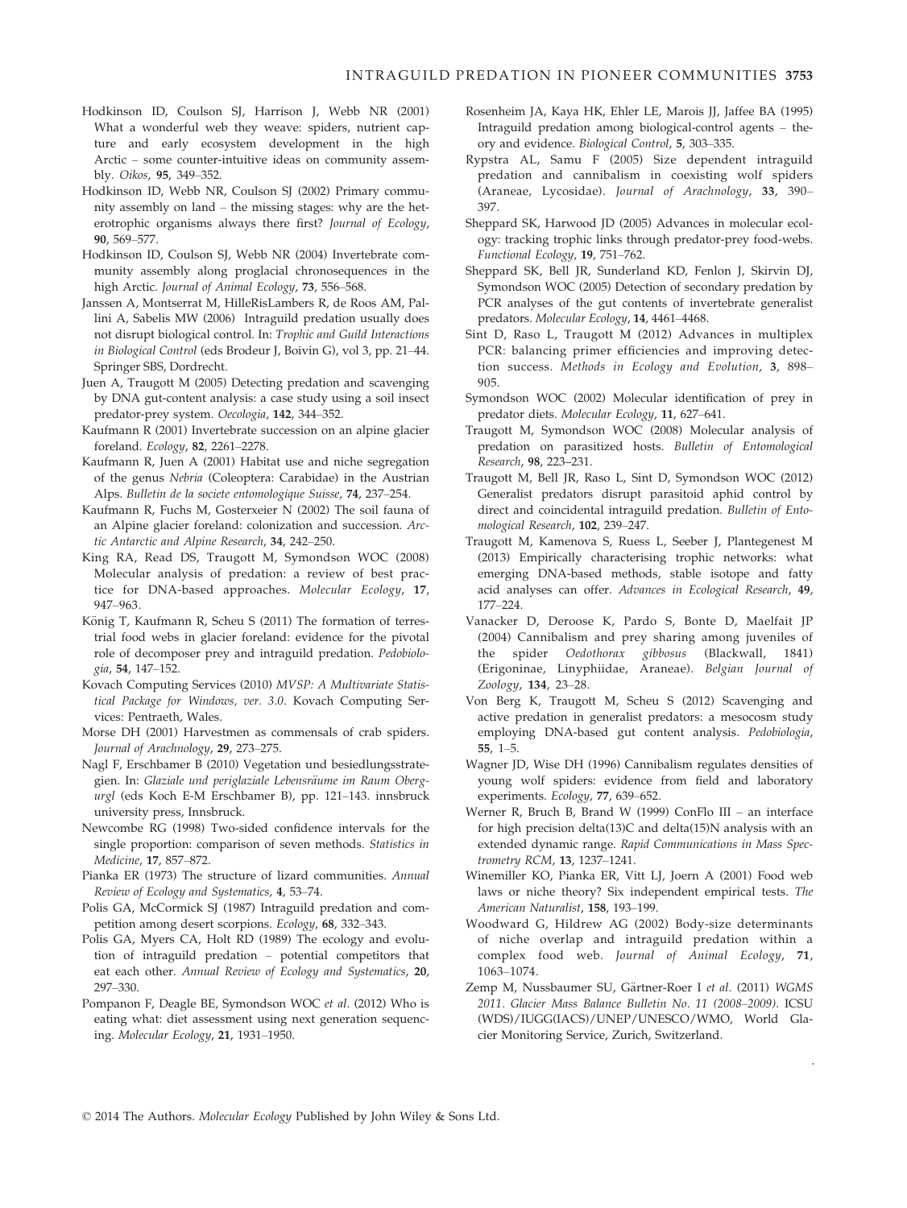Hodkinson ID, Coulson SJ, Harrison J, Webb NR (2001) What a wonderful web they weave: spiders, nutrient capture and early ecosystem development in the high Arctic – some counter-intuitive ideas on community assembly. *Oikos*, **95**, 349–352.

Hodkinson ID, Webb NR, Coulson SJ (2002) Primary community assembly on land – the missing stages: why are the heterotrophic organisms always there first? *Journal of Ecology*, **90**, 569–577.

Hodkinson ID, Coulson SJ, Webb NR (2004) Invertebrate community assembly along proglacial chronosequences in the high Arctic. *Journal of Animal Ecology*, **73**, 556–568.

Janssen A, Montserrat M, HilleRisLambers R, de Roos AM, Pallini A, Sabelis MW (2006) Intraguild predation usually does not disrupt biological control. In: *Trophic and Guild Interactions in Biological Control* (eds Brodeur J, Boivin G), vol 3, pp. 21–44. Springer SBS, Dordrecht.

Juen A, Traugott M (2005) Detecting predation and scavenging by DNA gut-content analysis: a case study using a soil insect predator-prey system. *Oecologia*, **142**, 344–352.

Kaufmann R (2001) Invertebrate succession on an alpine glacier foreland. *Ecology*, **82**, 2261–2278.

Kaufmann R, Juen A (2001) Habitat use and niche segregation of the genus *Nebria* (Coleoptera: Carabidae) in the Austrian Alps. *Bulletin de la societe entomologique Suisse*, **74**, 237–254.

Kaufmann R, Fuchs M, Gosterxeier N (2002) The soil fauna of an Alpine glacier foreland: colonization and succession. *Arctic Antarctic and Alpine Research*, **34**, 242–250.

King RA, Read DS, Traugott M, Symondson WOC (2008) Molecular analysis of predation: a review of best practice for DNA-based approaches. *Molecular Ecology*, **17**, 947–963.

König T, Kaufmann R, Scheu S (2011) The formation of terrestrial food webs in glacier foreland: evidence for the pivotal role of decomposer prey and intraguild predation. *Pedobiologia*, **54**, 147–152.

Kovach Computing Services (2010) *MVSP: A Multivariate Statistical Package for Windows, ver. 3.0*. Kovach Computing Services: Pentraeth, Wales.

Morse DH (2001) Harvestmen as commensals of crab spiders. *Journal of Arachnology*, **29**, 273–275.

Nagl F, Erschbamer B (2010) Vegetation und besiedlungsstrategien. In: *Glaziale und periglaziale Lebensräume im Raum Obergurgl* (eds Koch E-M Erschbamer B), pp. 121–143. innsbruck university press, Innsbruck.

Newcombe RG (1998) Two-sided confidence intervals for the single proportion: comparison of seven methods. *Statistics in Medicine*, **17**, 857–872.

Pianka ER (1973) The structure of lizard communities. *Annual Review of Ecology and Systematics*, **4**, 53–74.

Polis GA, McCormick SJ (1987) Intraguild predation and competition among desert scorpions. *Ecology*, **68**, 332–343.

Polis GA, Myers CA, Holt RD (1989) The ecology and evolution of intraguild predation – potential competitors that eat each other. *Annual Review of Ecology and Systematics*, **20**, 297–330.

Pompanon F, Deagle BE, Symondson WOC *et al.* (2012) Who is eating what: diet assessment using next generation sequencing. *Molecular Ecology*, **21**, 1931–1950.

Rosenheim JA, Kaya HK, Ehler LE, Marois JJ, Jaffee BA (1995) Intraguild predation among biological-control agents – theory and evidence. *Biological Control*, **5**, 303–335.

Rypstra AL, Samu F (2005) Size dependent intraguild predation and cannibalism in coexisting wolf spiders (Araneae, Lycosidae). *Journal of Arachnology*, **33**, 390–397.

Sheppard SK, Harwood JD (2005) Advances in molecular ecology: tracking trophic links through predator-prey food-webs. *Functional Ecology*, **19**, 751–762.

Sheppard SK, Bell JR, Sunderland KD, Fenlon J, Skirvin DJ, Symondson WOC (2005) Detection of secondary predation by PCR analyses of the gut contents of invertebrate generalist predators. *Molecular Ecology*, **14**, 4461–4468.

Sint D, Raso L, Traugott M (2012) Advances in multiplex PCR: balancing primer efficiencies and improving detection success. *Methods in Ecology and Evolution*, **3**, 898–905.

Symondson WOC (2002) Molecular identification of prey in predator diets. *Molecular Ecology*, **11**, 627–641.

Traugott M, Symondson WOC (2008) Molecular analysis of predation on parasitized hosts. *Bulletin of Entomological Research*, **98**, 223–231.

Traugott M, Bell JR, Raso L, Sint D, Symondson WOC (2012) Generalist predators disrupt parasitoid aphid control by direct and coincidental intraguild predation. *Bulletin of Entomological Research*, **102**, 239–247.

Traugott M, Kamenova S, Ruess L, Seeber J, Plantegenest M (2013) Empirically characterising trophic networks: what emerging DNA-based methods, stable isotope and fatty acid analyses can offer. *Advances in Ecological Research*, **49**, 177–224.

Vanacker D, Deroose K, Pardo S, Bonte D, Maelfait JP (2004) Cannibalism and prey sharing among juveniles of the spider *Oedothorax gibbosus* (Blackwall, 1841) (Erigoninae, Linyphiidae, Araneae). *Belgian Journal of Zoology*, **134**, 23–28.

Von Berg K, Traugott M, Scheu S (2012) Scavenging and active predation in generalist predators: a mesocosm study employing DNA-based gut content analysis. *Pedobiologia*, **55**, 1–5.

Wagner JD, Wise DH (1996) Cannibalism regulates densities of young wolf spiders: evidence from field and laboratory experiments. *Ecology*, **77**, 639–652.

Werner R, Bruch B, Brand W (1999) ConFlo III – an interface for high precision delta(13)C and delta(15)N analysis with an extended dynamic range. *Rapid Communications in Mass Spectrometry RCM*, **13**, 1237–1241.

Winemiller KO, Pianka ER, Vitt LJ, Joern A (2001) Food web laws or niche theory? Six independent empirical tests. *The American Naturalist*, **158**, 193–199.

Woodward G, Hildrew AG (2002) Body-size determinants of niche overlap and intraguild predation within a complex food web. *Journal of Animal Ecology*, **71**, 1063–1074.

Zemp M, Nussbaumer SU, Gärtner-Roer I *et al.* (2011) *WGMS 2011. Glacier Mass Balance Bulletin No. 11 (2008–2009)*. ICSU (WDS)/IUGG(IACS)/UNEP/UNESCO/WMO, World Glacier Monitoring Service, Zurich, Switzerland.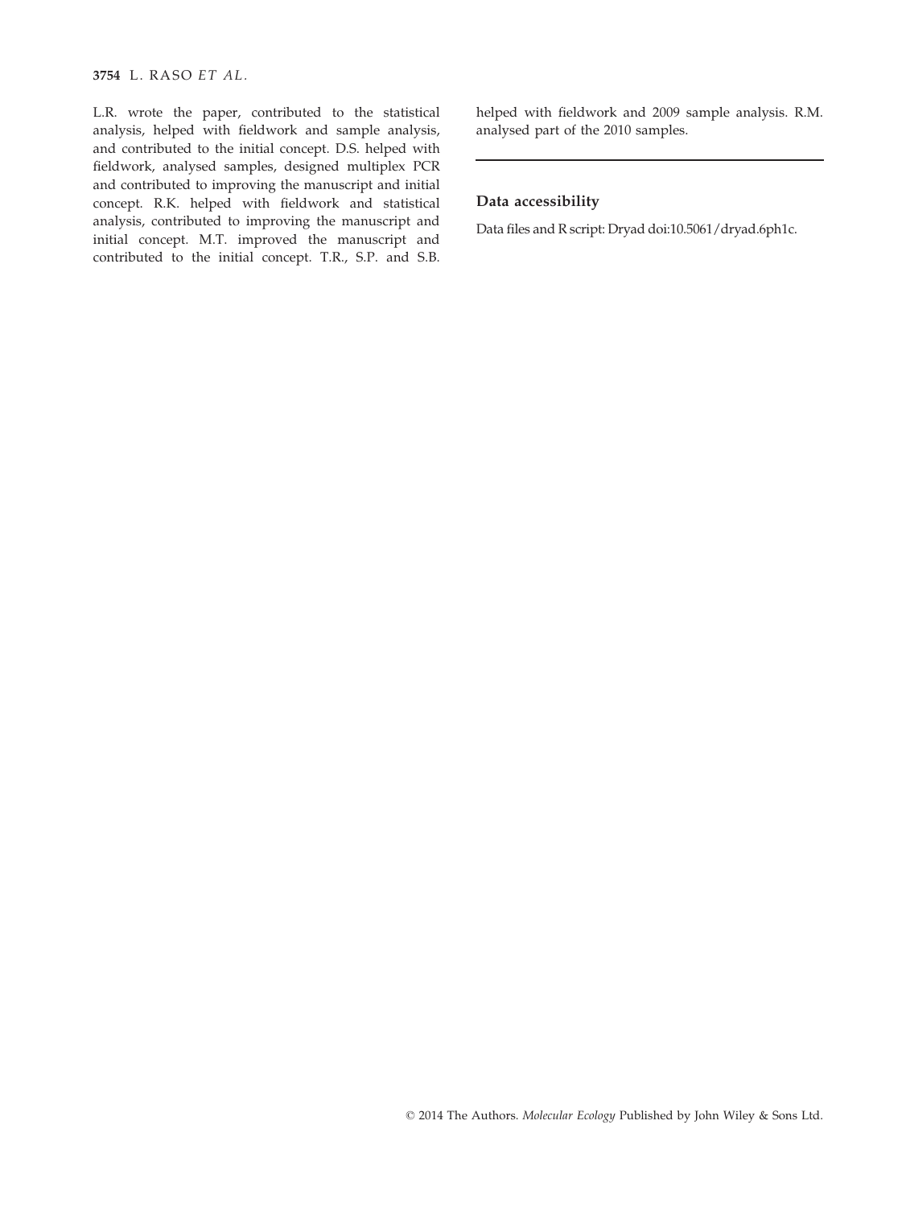L.R. wrote the paper, contributed to the statistical analysis, helped with fieldwork and sample analysis, and contributed to the initial concept. D.S. helped with fieldwork, analysed samples, designed multiplex PCR and contributed to improving the manuscript and initial concept. R.K. helped with fieldwork and statistical analysis, contributed to improving the manuscript and initial concept. M.T. improved the manuscript and contributed to the initial concept. T.R., S.P. and S.B. helped with fieldwork and 2009 sample analysis. R.M. analysed part of the 2010 samples.

## Data accessibility

Data files and R script: Dryad doi:10.5061/dryad.6ph1c.